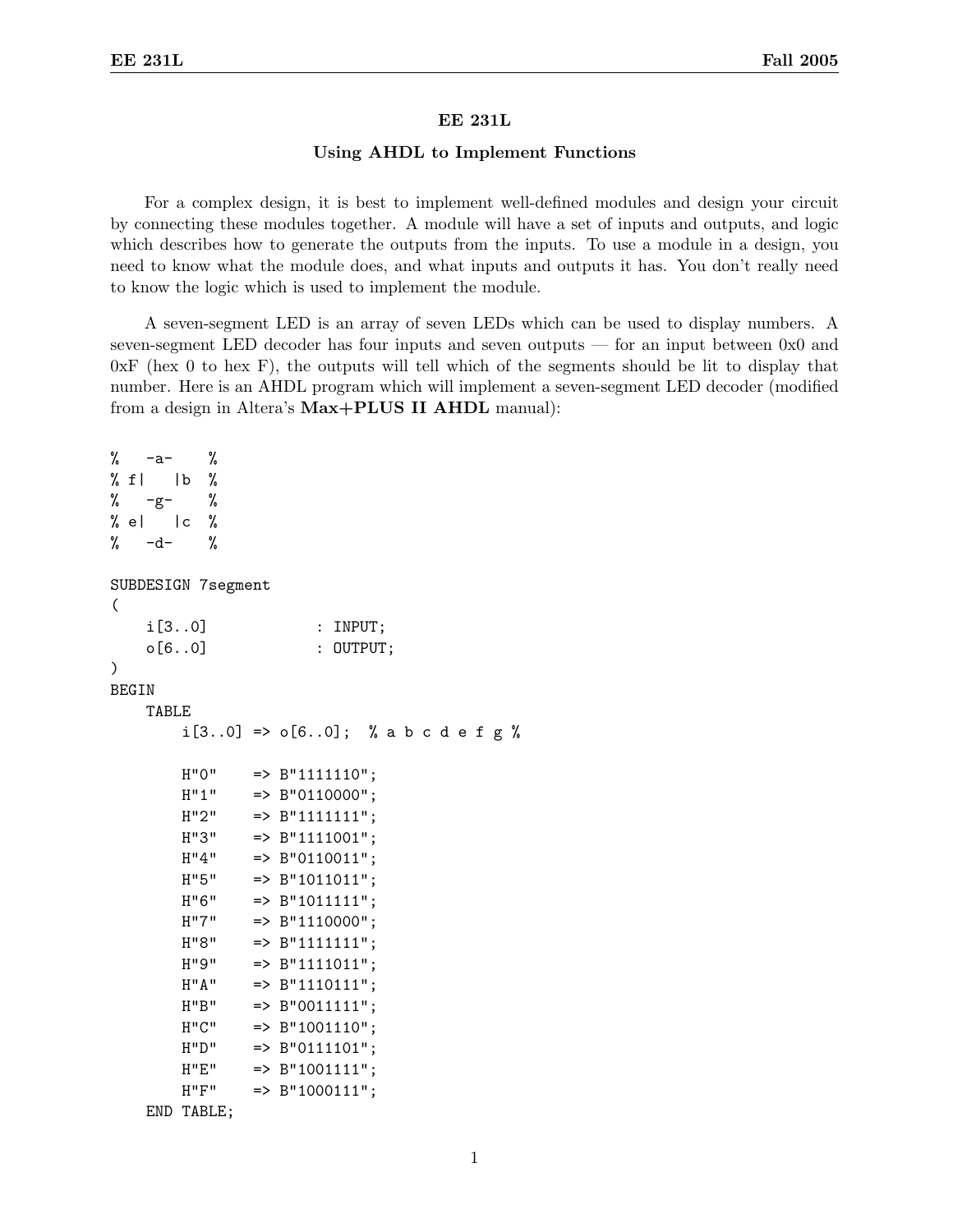**EE 231L**

**Using AHDL to Implement Functions**

For a complex design, it is best to implement well-defined modules and design your circuit by connecting these modules together. A module will have a set of inputs and outputs, and logic which describes how to generate the outputs from the inputs. To use a module in a design, you need to know what the module does, and what inputs and outputs it has. You don't really need to know the logic which is used to implement the module.

A seven-segment LED is an array of seven LEDs which can be used to display numbers. A seven-segment LED decoder has four inputs and seven outputs — for an input between 0x0 and 0xF (hex 0 to hex F), the outputs will tell which of the segments should be lit to display that number. Here is an AHDL program which will implement a seven-segment LED decoder (modified from a design in Altera's **Max+PLUS II AHDL** manual):

```
%   -a-    %
% f|   |b  %
%   -g-    %
% e|   |c  %
%   -d-    %

SUBDESIGN 7segment
(
    i[3..0]             : INPUT;
    o[6..0]             : OUTPUT;
)
BEGIN
    TABLE
        i[3..0] => o[6..0];  % a b c d e f g %

        H"0"    => B"1111110";
        H"1"    => B"0110000";
        H"2"    => B"1111111";
        H"3"    => B"1111001";
        H"4"    => B"0110011";
        H"5"    => B"1011011";
        H"6"    => B"1011111";
        H"7"    => B"1110000";
        H"8"    => B"1111111";
        H"9"    => B"1111011";
        H"A"    => B"1110111";
        H"B"    => B"0011111";
        H"C"    => B"1001110";
        H"D"    => B"0111101";
        H"E"    => B"1001111";
        H"F"    => B"1000111";
    END TABLE;
```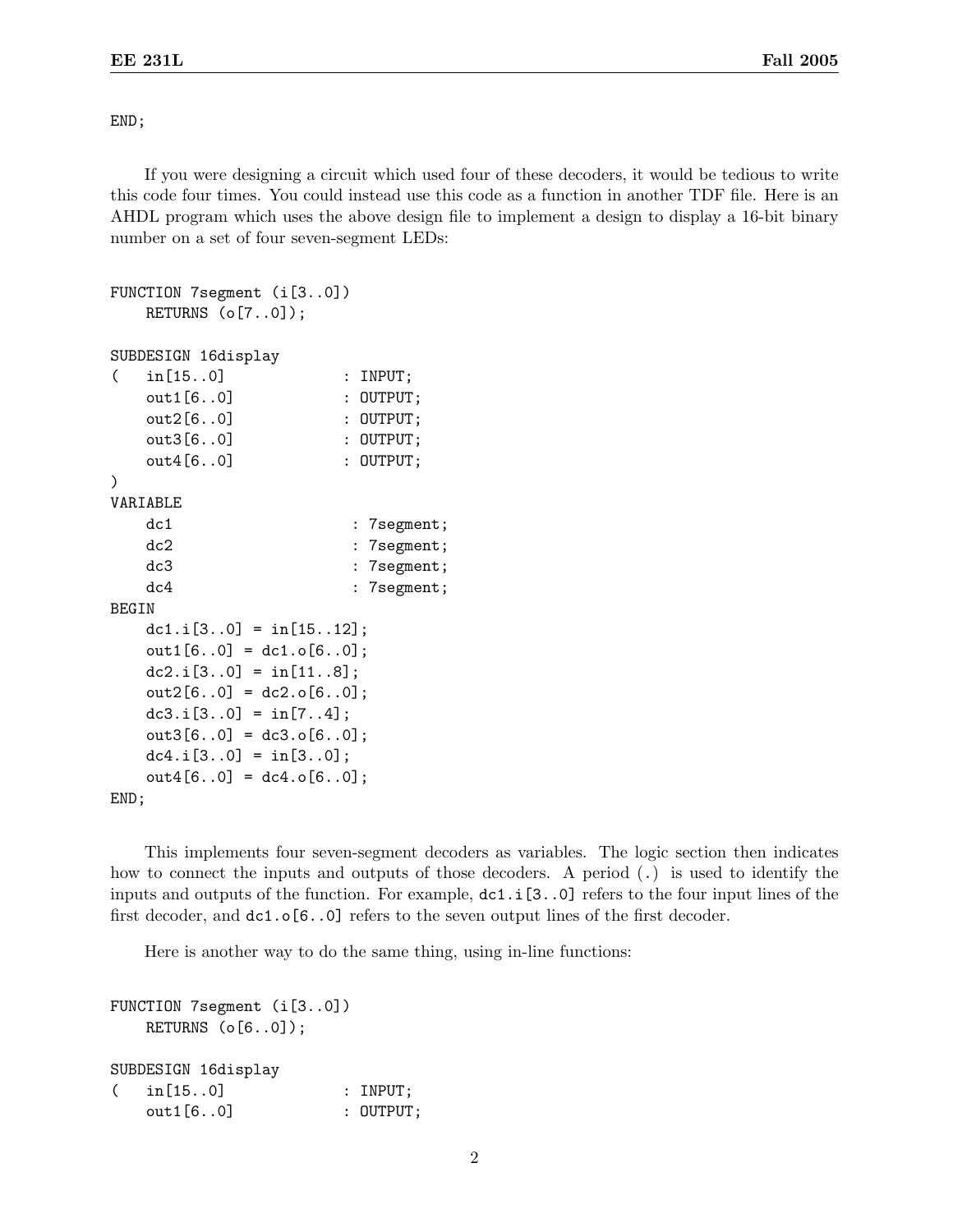```
END;
```

If you were designing a circuit which used four of these decoders, it would be tedious to write this code four times. You could instead use this code as a function in another TDF file. Here is an AHDL program which uses the above design file to implement a design to display a 16-bit binary number on a set of four seven-segment LEDs:

```
FUNCTION 7segment (i[3..0])
    RETURNS (o[7..0]);

SUBDESIGN 16display
(   in[15..0]             : INPUT;
    out1[6..0]            : OUTPUT;
    out2[6..0]            : OUTPUT;
    out3[6..0]            : OUTPUT;
    out4[6..0]            : OUTPUT;
)
VARIABLE
    dc1                    : 7segment;
    dc2                    : 7segment;
    dc3                    : 7segment;
    dc4                    : 7segment;
BEGIN
    dc1.i[3..0] = in[15..12];
    out1[6..0] = dc1.o[6..0];
    dc2.i[3..0] = in[11..8];
    out2[6..0] = dc2.o[6..0];
    dc3.i[3..0] = in[7..4];
    out3[6..0] = dc3.o[6..0];
    dc4.i[3..0] = in[3..0];
    out4[6..0] = dc4.o[6..0];
END;
```

This implements four seven-segment decoders as variables. The logic section then indicates how to connect the inputs and outputs of those decoders. A period (.) is used to identify the inputs and outputs of the function. For example, `dc1.i[3..0]` refers to the four input lines of the first decoder, and `dc1.o[6..0]` refers to the seven output lines of the first decoder.

Here is another way to do the same thing, using in-line functions:

```
FUNCTION 7segment (i[3..0])
    RETURNS (o[6..0]);

SUBDESIGN 16display
(   in[15..0]             : INPUT;
    out1[6..0]            : OUTPUT;
```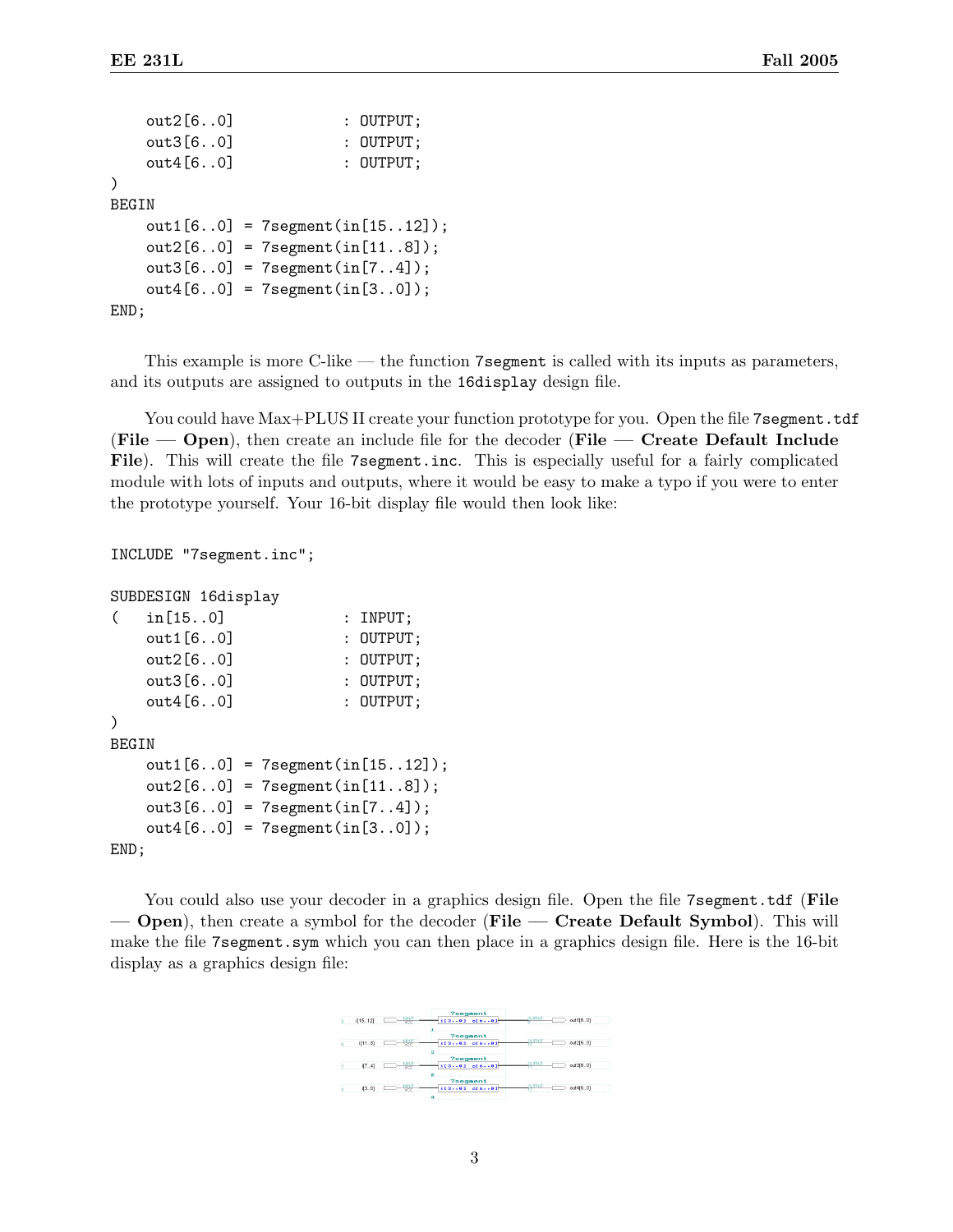```
    out2[6..0]              : OUTPUT;
    out3[6..0]              : OUTPUT;
    out4[6..0]              : OUTPUT;
)
BEGIN
    out1[6..0] = 7segment(in[15..12]);
    out2[6..0] = 7segment(in[11..8]);
    out3[6..0] = 7segment(in[7..4]);
    out4[6..0] = 7segment(in[3..0]);
END;
```

This example is more C-like — the function `7segment` is called with its inputs as parameters, and its outputs are assigned to outputs in the `16display` design file.

You could have Max+PLUS II create your function prototype for you. Open the file `7segment.tdf` (**File** — **Open**), then create an include file for the decoder (**File** — **Create Default Include File**). This will create the file `7segment.inc`. This is especially useful for a fairly complicated module with lots of inputs and outputs, where it would be easy to make a typo if you were to enter the prototype yourself. Your 16-bit display file would then look like:

```
INCLUDE "7segment.inc";

SUBDESIGN 16display
(   in[15..0]               : INPUT;
    out1[6..0]              : OUTPUT;
    out2[6..0]              : OUTPUT;
    out3[6..0]              : OUTPUT;
    out4[6..0]              : OUTPUT;
)
BEGIN
    out1[6..0] = 7segment(in[15..12]);
    out2[6..0] = 7segment(in[11..8]);
    out3[6..0] = 7segment(in[7..4]);
    out4[6..0] = 7segment(in[3..0]);
END;
```

You could also use your decoder in a graphics design file. Open the file `7segment.tdf` (**File** — **Open**), then create a symbol for the decoder (**File** — **Create Default Symbol**). This will make the file `7segment.sym` which you can then place in a graphics design file. Here is the 16-bit display as a graphics design file: